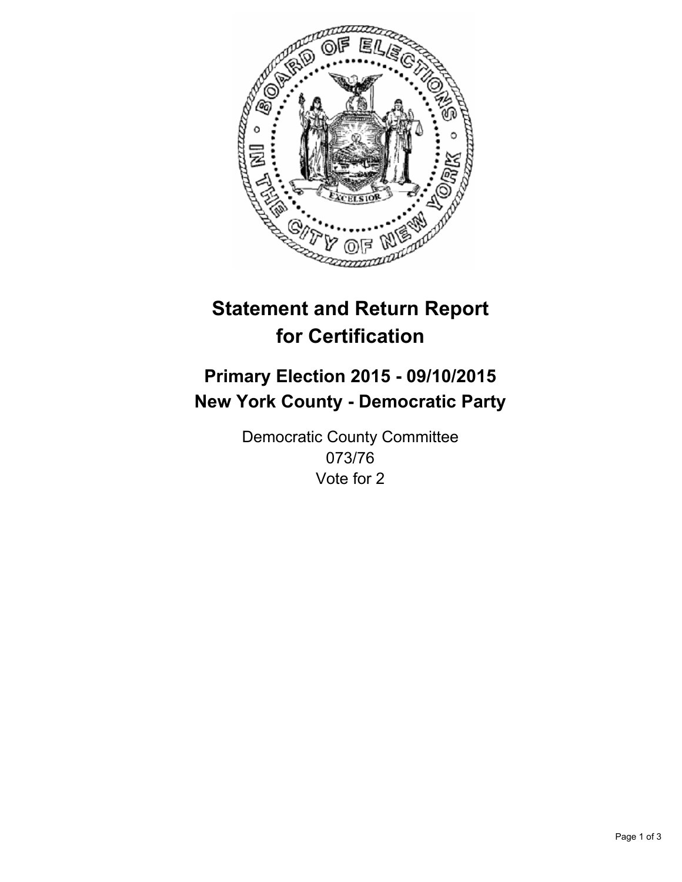# Statement and Return Report for Certification

## Primary Election 2015 - 09/10/2015
## New York County - Democratic Party

Democratic County Committee
073/76
Vote for 2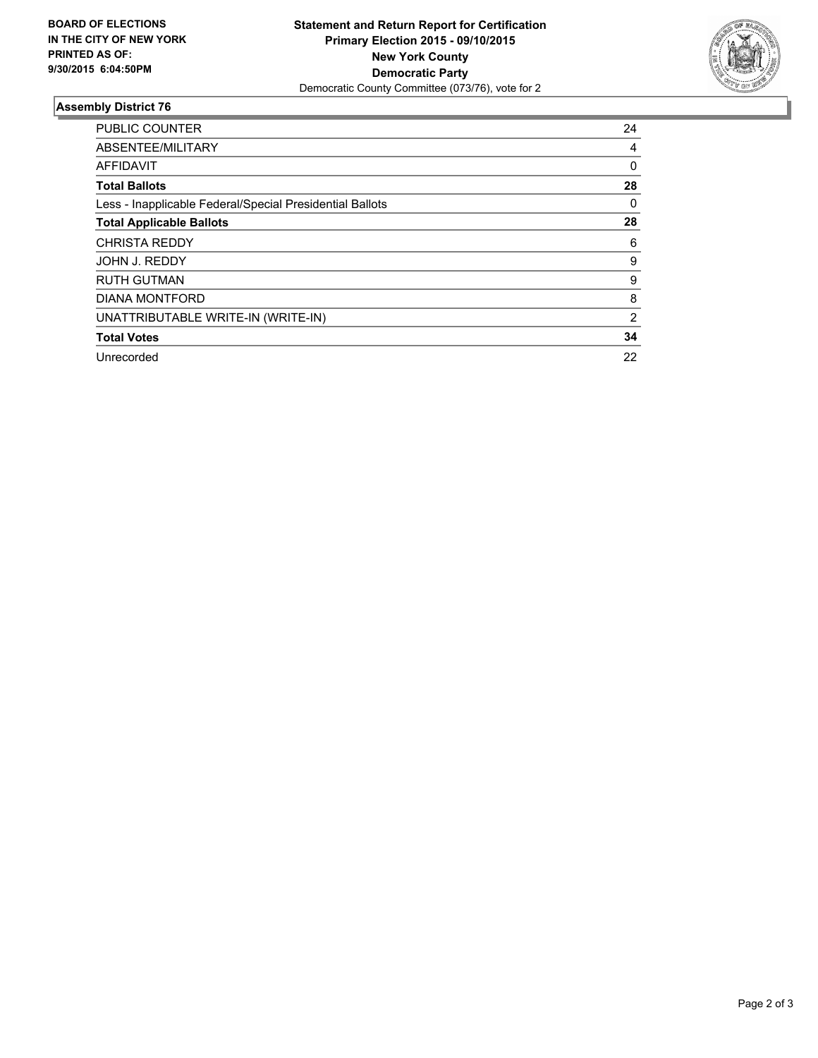**BOARD OF ELECTIONS IN THE CITY OF NEW YORK PRINTED AS OF: 9/30/2015 6:04:50PM**

**Statement and Return Report for Certification**
**Primary Election 2015 - 09/10/2015**
**New York County**
**Democratic Party**
Democratic County Committee (073/76), vote for 2

## Assembly District 76

| | |
|---|---|
| PUBLIC COUNTER | 24 |
| ABSENTEE/MILITARY | 4 |
| AFFIDAVIT | 0 |
| **Total Ballots** | **28** |
| Less - Inapplicable Federal/Special Presidential Ballots | 0 |
| **Total Applicable Ballots** | **28** |
| CHRISTA REDDY | 6 |
| JOHN J. REDDY | 9 |
| RUTH GUTMAN | 9 |
| DIANA MONTFORD | 8 |
| UNATTRIBUTABLE WRITE-IN (WRITE-IN) | 2 |
| **Total Votes** | **34** |
| Unrecorded | 22 |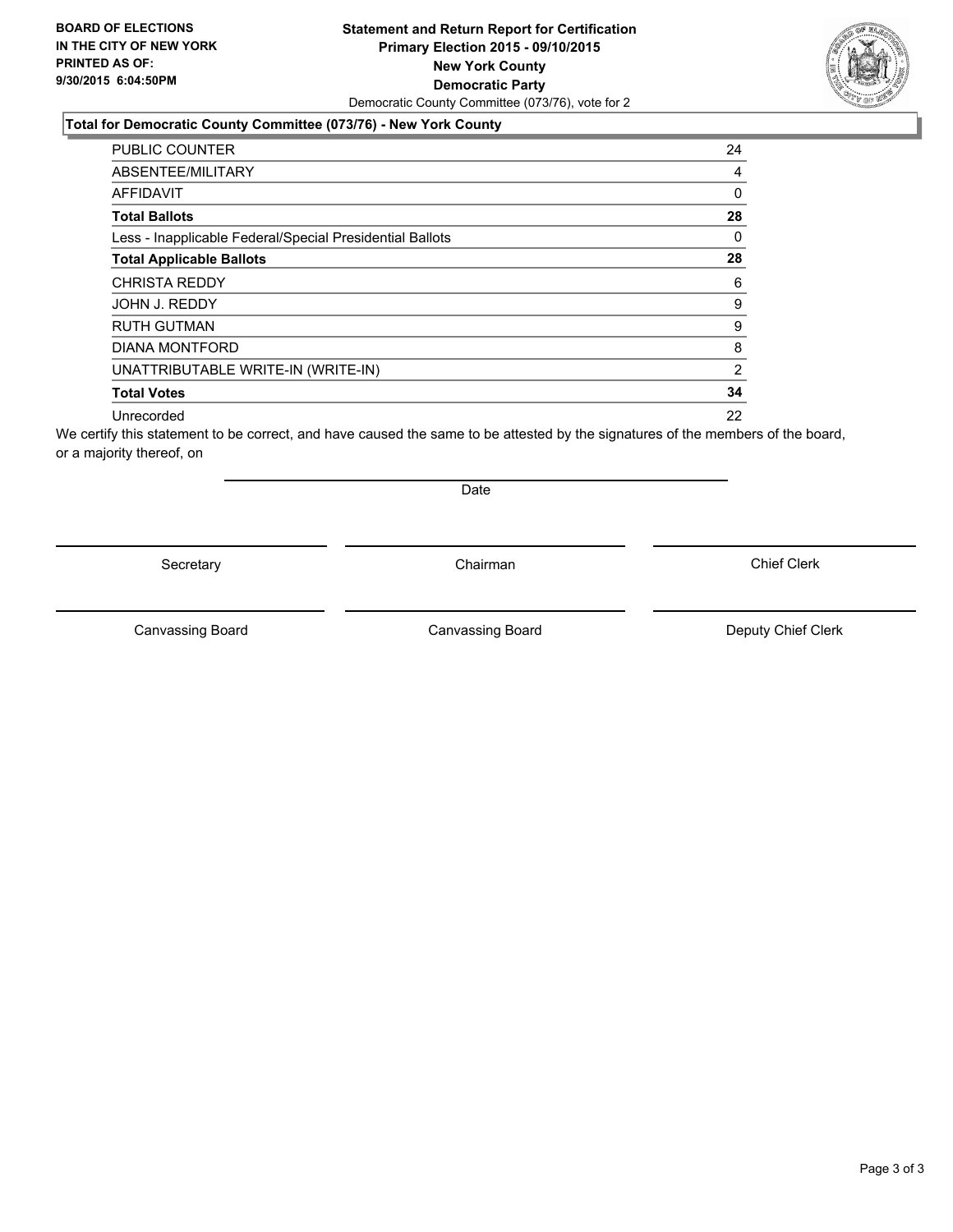**BOARD OF ELECTIONS IN THE CITY OF NEW YORK PRINTED AS OF: 9/30/2015 6:04:50PM**

**Statement and Return Report for Certification**
**Primary Election 2015 - 09/10/2015**
**New York County**
**Democratic Party**
Democratic County Committee (073/76), vote for 2

### Total for Democratic County Committee (073/76) - New York County

| | |
|---|---|
| PUBLIC COUNTER | 24 |
| ABSENTEE/MILITARY | 4 |
| AFFIDAVIT | 0 |
| **Total Ballots** | **28** |
| Less - Inapplicable Federal/Special Presidential Ballots | 0 |
| **Total Applicable Ballots** | **28** |
| CHRISTA REDDY | 6 |
| JOHN J. REDDY | 9 |
| RUTH GUTMAN | 9 |
| DIANA MONTFORD | 8 |
| UNATTRIBUTABLE WRITE-IN (WRITE-IN) | 2 |
| **Total Votes** | **34** |
| Unrecorded | 22 |

We certify this statement to be correct, and have caused the same to be attested by the signatures of the members of the board, or a majority thereof, on

Date

Secretary

Chairman

Chief Clerk

Canvassing Board

Canvassing Board

Deputy Chief Clerk